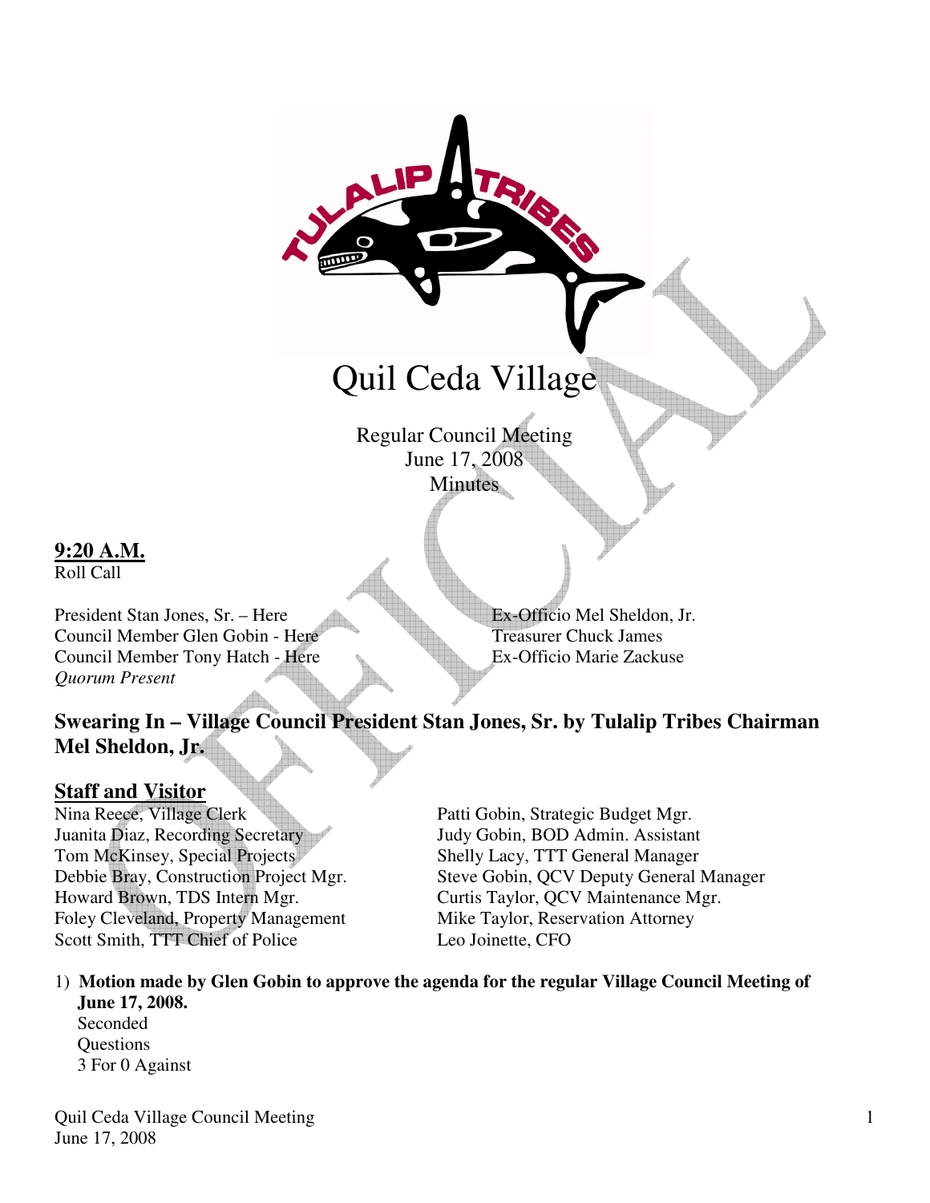# Quil Ceda Village

Regular Council Meeting
June 17, 2008
Minutes

**9:20 A.M.**
Roll Call

President Stan Jones, Sr. – Here
Council Member Glen Gobin - Here
Council Member Tony Hatch - Here
*Quorum Present*

Ex-Officio Mel Sheldon, Jr.
Treasurer Chuck James
Ex-Officio Marie Zackuse

**Swearing In – Village Council President Stan Jones, Sr. by Tulalip Tribes Chairman Mel Sheldon, Jr.**

**Staff and Visitor**

Nina Reece, Village Clerk
Juanita Diaz, Recording Secretary
Tom McKinsey, Special Projects
Debbie Bray, Construction Project Mgr.
Howard Brown, TDS Intern Mgr.
Foley Cleveland, Property Management
Scott Smith, TTT Chief of Police
Patti Gobin, Strategic Budget Mgr.
Judy Gobin, BOD Admin. Assistant
Shelly Lacy, TTT General Manager
Steve Gobin, QCV Deputy General Manager
Curtis Taylor, QCV Maintenance Mgr.
Mike Taylor, Reservation Attorney
Leo Joinette, CFO

1) **Motion made by Glen Gobin to approve the agenda for the regular Village Council Meeting of June 17, 2008.**
   Seconded
   Questions
   3 For 0 Against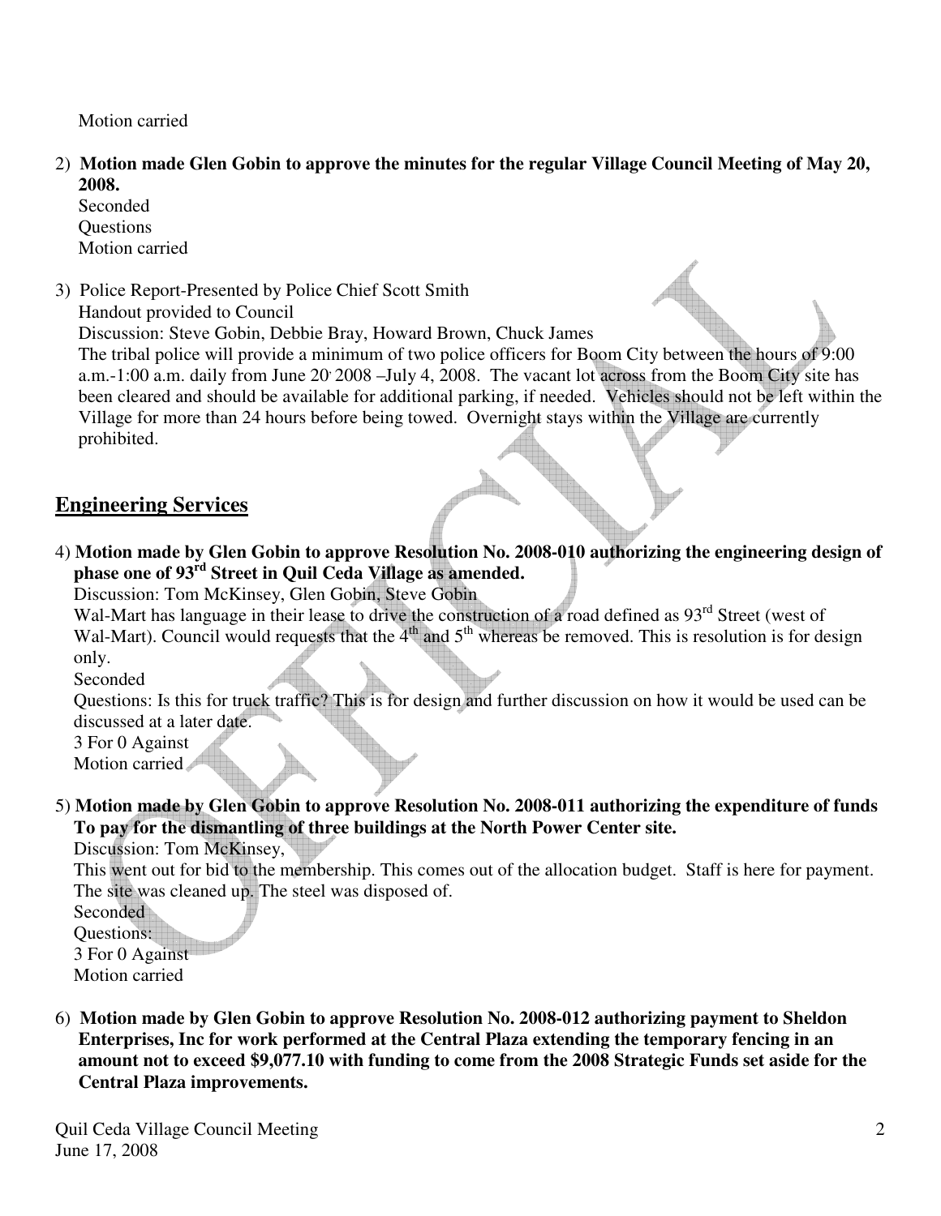Motion carried

2) **Motion made Glen Gobin to approve the minutes for the regular Village Council Meeting of May 20, 2008.**
   Seconded
   Questions
   Motion carried

3) Police Report-Presented by Police Chief Scott Smith
   Handout provided to Council
   Discussion: Steve Gobin, Debbie Bray, Howard Brown, Chuck James
   The tribal police will provide a minimum of two police officers for Boom City between the hours of 9:00 a.m.-1:00 a.m. daily from June 20, 2008 –July 4, 2008. The vacant lot across from the Boom City site has been cleared and should be available for additional parking, if needed. Vehicles should not be left within the Village for more than 24 hours before being towed. Overnight stays within the Village are currently prohibited.

## Engineering Services

4) **Motion made by Glen Gobin to approve Resolution No. 2008-010 authorizing the engineering design of phase one of 93rd Street in Quil Ceda Village as amended.**
   Discussion: Tom McKinsey, Glen Gobin, Steve Gobin
   Wal-Mart has language in their lease to drive the construction of a road defined as 93rd Street (west of Wal-Mart). Council would requests that the 4th and 5th whereas be removed. This is resolution is for design only.
   Seconded
   Questions: Is this for truck traffic? This is for design and further discussion on how it would be used can be discussed at a later date.
   3 For 0 Against
   Motion carried

5) **Motion made by Glen Gobin to approve Resolution No. 2008-011 authorizing the expenditure of funds To pay for the dismantling of three buildings at the North Power Center site.**
   Discussion: Tom McKinsey,
   This went out for bid to the membership. This comes out of the allocation budget. Staff is here for payment. The site was cleaned up. The steel was disposed of.
   Seconded
   Questions:
   3 For 0 Against
   Motion carried

6) **Motion made by Glen Gobin to approve Resolution No. 2008-012 authorizing payment to Sheldon Enterprises, Inc for work performed at the Central Plaza extending the temporary fencing in an amount not to exceed $9,077.10 with funding to come from the 2008 Strategic Funds set aside for the Central Plaza improvements.**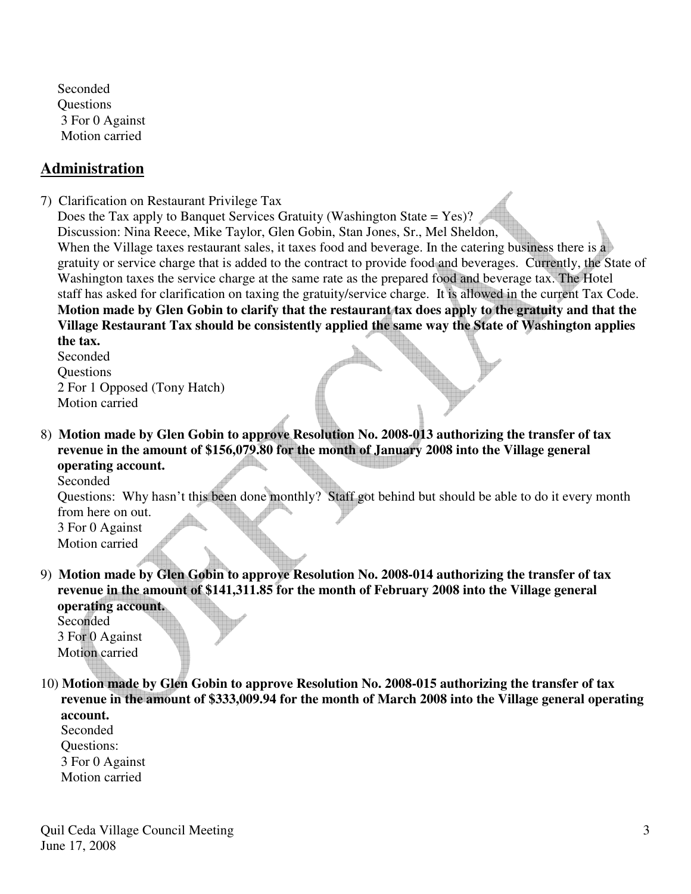Seconded
Questions
3 For 0 Against
Motion carried

## Administration

7) Clarification on Restaurant Privilege Tax
   Does the Tax apply to Banquet Services Gratuity (Washington State = Yes)?
   Discussion: Nina Reece, Mike Taylor, Glen Gobin, Stan Jones, Sr., Mel Sheldon,
   When the Village taxes restaurant sales, it taxes food and beverage. In the catering business there is a gratuity or service charge that is added to the contract to provide food and beverages. Currently, the State of Washington taxes the service charge at the same rate as the prepared food and beverage tax. The Hotel staff has asked for clarification on taxing the gratuity/service charge. It is allowed in the current Tax Code.
   **Motion made by Glen Gobin to clarify that the restaurant tax does apply to the gratuity and that the Village Restaurant Tax should be consistently applied the same way the State of Washington applies the tax.**
   Seconded
   Questions
   2 For 1 Opposed (Tony Hatch)
   Motion carried

8) **Motion made by Glen Gobin to approve Resolution No. 2008-013 authorizing the transfer of tax revenue in the amount of $156,079.80 for the month of January 2008 into the Village general operating account.**
   Seconded
   Questions: Why hasn't this been done monthly? Staff got behind but should be able to do it every month from here on out.
   3 For 0 Against
   Motion carried

9) **Motion made by Glen Gobin to approve Resolution No. 2008-014 authorizing the transfer of tax revenue in the amount of $141,311.85 for the month of February 2008 into the Village general operating account.**
   Seconded
   3 For 0 Against
   Motion carried

10) **Motion made by Glen Gobin to approve Resolution No. 2008-015 authorizing the transfer of tax revenue in the amount of $333,009.94 for the month of March 2008 into the Village general operating account.**
    Seconded
    Questions:
    3 For 0 Against
    Motion carried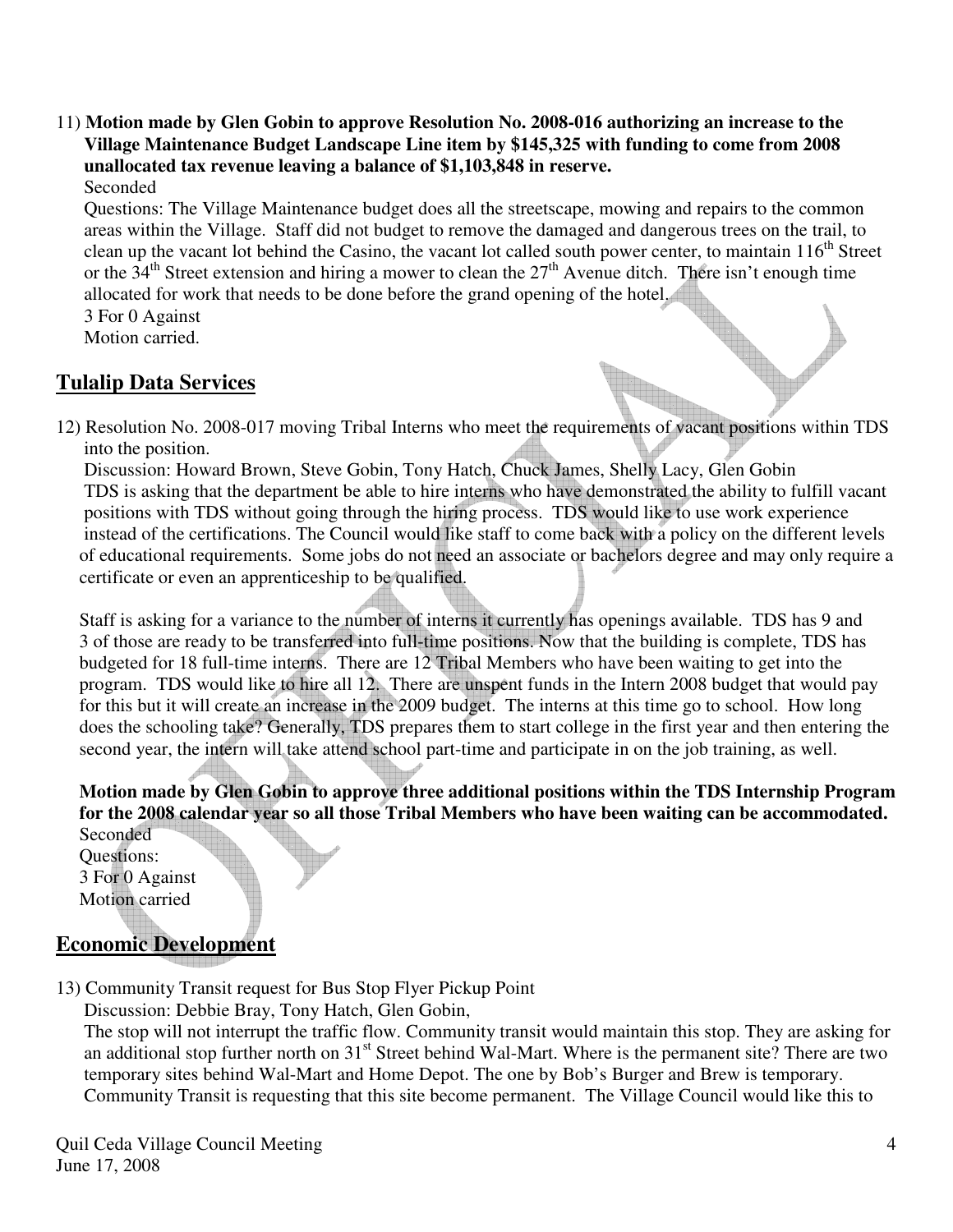11) **Motion made by Glen Gobin to approve Resolution No. 2008-016 authorizing an increase to the Village Maintenance Budget Landscape Line item by $145,325 with funding to come from 2008 unallocated tax revenue leaving a balance of $1,103,848 in reserve.**

Seconded

Questions: The Village Maintenance budget does all the streetscape, mowing and repairs to the common areas within the Village. Staff did not budget to remove the damaged and dangerous trees on the trail, to clean up the vacant lot behind the Casino, the vacant lot called south power center, to maintain 116th Street or the 34th Street extension and hiring a mower to clean the 27th Avenue ditch. There isn't enough time allocated for work that needs to be done before the grand opening of the hotel.

3 For 0 Against

Motion carried.

## Tulalip Data Services

12) Resolution No. 2008-017 moving Tribal Interns who meet the requirements of vacant positions within TDS into the position.

Discussion: Howard Brown, Steve Gobin, Tony Hatch, Chuck James, Shelly Lacy, Glen Gobin

TDS is asking that the department be able to hire interns who have demonstrated the ability to fulfill vacant positions with TDS without going through the hiring process. TDS would like to use work experience instead of the certifications. The Council would like staff to come back with a policy on the different levels of educational requirements. Some jobs do not need an associate or bachelors degree and may only require a certificate or even an apprenticeship to be qualified.

Staff is asking for a variance to the number of interns it currently has openings available. TDS has 9 and 3 of those are ready to be transferred into full-time positions. Now that the building is complete, TDS has budgeted for 18 full-time interns. There are 12 Tribal Members who have been waiting to get into the program. TDS would like to hire all 12. There are unspent funds in the Intern 2008 budget that would pay for this but it will create an increase in the 2009 budget. The interns at this time go to school. How long does the schooling take? Generally, TDS prepares them to start college in the first year and then entering the second year, the intern will take attend school part-time and participate in on the job training, as well.

**Motion made by Glen Gobin to approve three additional positions within the TDS Internship Program for the 2008 calendar year so all those Tribal Members who have been waiting can be accommodated.**

Seconded

Questions:

3 For 0 Against

Motion carried

## Economic Development

13) Community Transit request for Bus Stop Flyer Pickup Point

Discussion: Debbie Bray, Tony Hatch, Glen Gobin,

The stop will not interrupt the traffic flow. Community transit would maintain this stop. They are asking for an additional stop further north on 31st Street behind Wal-Mart. Where is the permanent site? There are two temporary sites behind Wal-Mart and Home Depot. The one by Bob's Burger and Brew is temporary. Community Transit is requesting that this site become permanent. The Village Council would like this to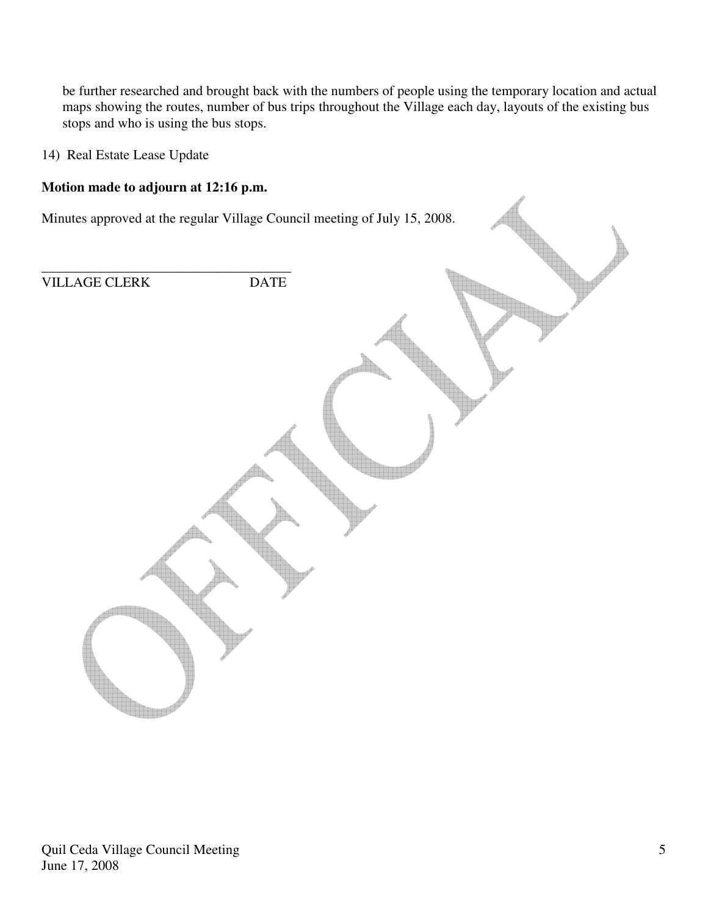be further researched and brought back with the numbers of people using the temporary location and actual maps showing the routes, number of bus trips throughout the Village each day, layouts of the existing bus stops and who is using the bus stops.

14) Real Estate Lease Update

**Motion made to adjourn at 12:16 p.m.**

Minutes approved at the regular Village Council meeting of July 15, 2008.

_____________________________________
VILLAGE CLERK DATE